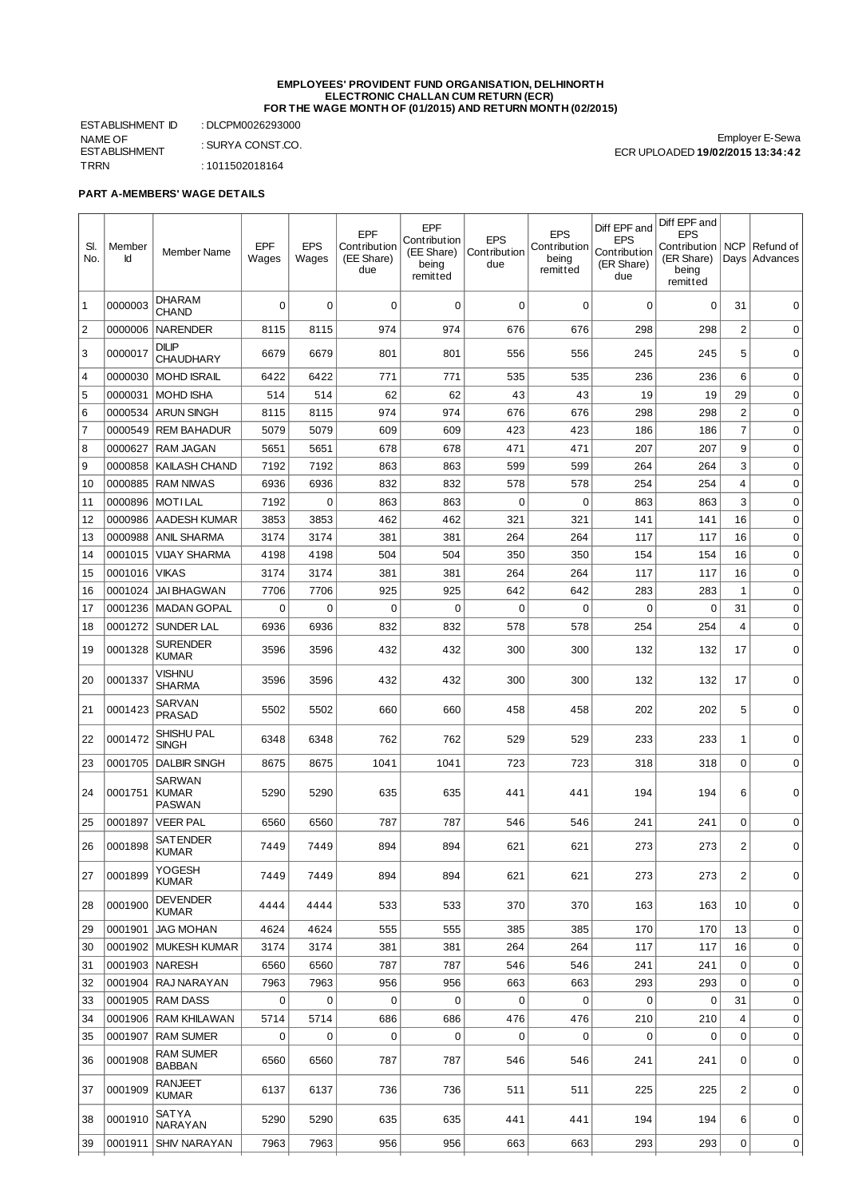**EMPLOYEES' PROVIDENT FUND ORGANISATION, DELHINORTH**
**ELECTRONIC CHALLAN CUM RETURN (ECR)**
**FOR THE WAGE MONTH OF (01/2015) AND RETURN MONTH (02/2015)**

ESTABLISHMENT ID : DLCPM0026293000
NAME OF ESTABLISHMENT : SURYA CONST.CO.
TRRN : 1011502018164

Employer E-Sewa
ECR UPLOADED **19/02/2015 13:34:42**

**PART A-MEMBERS' WAGE DETAILS**

| Sl. No. | Member Id | Member Name | EPF Wages | EPS Wages | EPF Contribution (EE Share) due | EPF Contribution (EE Share) being remitted | EPS Contribution due | EPS Contribution being remitted | Diff EPF and EPS Contribution (ER Share) due | Diff EPF and EPS Contribution (ER Share) being remitted | NCP Days | Refund of Advances |
|---|---|---|---|---|---|---|---|---|---|---|---|---|
| 1 | 0000003 | DHARAM CHAND | 0 | 0 | 0 | 0 | 0 | 0 | 0 | 0 | 31 | 0 |
| 2 | 0000006 | NARENDER | 8115 | 8115 | 974 | 974 | 676 | 676 | 298 | 298 | 2 | 0 |
| 3 | 0000017 | DILIP CHAUDHARY | 6679 | 6679 | 801 | 801 | 556 | 556 | 245 | 245 | 5 | 0 |
| 4 | 0000030 | MOHD ISRAIL | 6422 | 6422 | 771 | 771 | 535 | 535 | 236 | 236 | 6 | 0 |
| 5 | 0000031 | MOHD ISHA | 514 | 514 | 62 | 62 | 43 | 43 | 19 | 19 | 29 | 0 |
| 6 | 0000534 | ARUN SINGH | 8115 | 8115 | 974 | 974 | 676 | 676 | 298 | 298 | 2 | 0 |
| 7 | 0000549 | REM BAHADUR | 5079 | 5079 | 609 | 609 | 423 | 423 | 186 | 186 | 7 | 0 |
| 8 | 0000627 | RAM JAGAN | 5651 | 5651 | 678 | 678 | 471 | 471 | 207 | 207 | 9 | 0 |
| 9 | 0000858 | KAILASH CHAND | 7192 | 7192 | 863 | 863 | 599 | 599 | 264 | 264 | 3 | 0 |
| 10 | 0000885 | RAM NIWAS | 6936 | 6936 | 832 | 832 | 578 | 578 | 254 | 254 | 4 | 0 |
| 11 | 0000896 | MOTI LAL | 7192 | 0 | 863 | 863 | 0 | 0 | 863 | 863 | 3 | 0 |
| 12 | 0000986 | AADESH KUMAR | 3853 | 3853 | 462 | 462 | 321 | 321 | 141 | 141 | 16 | 0 |
| 13 | 0000988 | ANIL SHARMA | 3174 | 3174 | 381 | 381 | 264 | 264 | 117 | 117 | 16 | 0 |
| 14 | 0001015 | VIJAY SHARMA | 4198 | 4198 | 504 | 504 | 350 | 350 | 154 | 154 | 16 | 0 |
| 15 | 0001016 | VIKAS | 3174 | 3174 | 381 | 381 | 264 | 264 | 117 | 117 | 16 | 0 |
| 16 | 0001024 | JAI BHAGWAN | 7706 | 7706 | 925 | 925 | 642 | 642 | 283 | 283 | 1 | 0 |
| 17 | 0001236 | MADAN GOPAL | 0 | 0 | 0 | 0 | 0 | 0 | 0 | 0 | 31 | 0 |
| 18 | 0001272 | SUNDER LAL | 6936 | 6936 | 832 | 832 | 578 | 578 | 254 | 254 | 4 | 0 |
| 19 | 0001328 | SURENDER KUMAR | 3596 | 3596 | 432 | 432 | 300 | 300 | 132 | 132 | 17 | 0 |
| 20 | 0001337 | VISHNU SHARMA | 3596 | 3596 | 432 | 432 | 300 | 300 | 132 | 132 | 17 | 0 |
| 21 | 0001423 | SARVAN PRASAD | 5502 | 5502 | 660 | 660 | 458 | 458 | 202 | 202 | 5 | 0 |
| 22 | 0001472 | SHISHU PAL SINGH | 6348 | 6348 | 762 | 762 | 529 | 529 | 233 | 233 | 1 | 0 |
| 23 | 0001705 | DALBIR SINGH | 8675 | 8675 | 1041 | 1041 | 723 | 723 | 318 | 318 | 0 | 0 |
| 24 | 0001751 | SARWAN KUMAR PASWAN | 5290 | 5290 | 635 | 635 | 441 | 441 | 194 | 194 | 6 | 0 |
| 25 | 0001897 | VEER PAL | 6560 | 6560 | 787 | 787 | 546 | 546 | 241 | 241 | 0 | 0 |
| 26 | 0001898 | SATENDER KUMAR | 7449 | 7449 | 894 | 894 | 621 | 621 | 273 | 273 | 2 | 0 |
| 27 | 0001899 | YOGESH KUMAR | 7449 | 7449 | 894 | 894 | 621 | 621 | 273 | 273 | 2 | 0 |
| 28 | 0001900 | DEVENDER KUMAR | 4444 | 4444 | 533 | 533 | 370 | 370 | 163 | 163 | 10 | 0 |
| 29 | 0001901 | JAG MOHAN | 4624 | 4624 | 555 | 555 | 385 | 385 | 170 | 170 | 13 | 0 |
| 30 | 0001902 | MUKESH KUMAR | 3174 | 3174 | 381 | 381 | 264 | 264 | 117 | 117 | 16 | 0 |
| 31 | 0001903 | NARESH | 6560 | 6560 | 787 | 787 | 546 | 546 | 241 | 241 | 0 | 0 |
| 32 | 0001904 | RAJ NARAYAN | 7963 | 7963 | 956 | 956 | 663 | 663 | 293 | 293 | 0 | 0 |
| 33 | 0001905 | RAM DASS | 0 | 0 | 0 | 0 | 0 | 0 | 0 | 0 | 31 | 0 |
| 34 | 0001906 | RAM KHILAWAN | 5714 | 5714 | 686 | 686 | 476 | 476 | 210 | 210 | 4 | 0 |
| 35 | 0001907 | RAM SUMER | 0 | 0 | 0 | 0 | 0 | 0 | 0 | 0 | 0 | 0 |
| 36 | 0001908 | RAM SUMER BABBAN | 6560 | 6560 | 787 | 787 | 546 | 546 | 241 | 241 | 0 | 0 |
| 37 | 0001909 | RANJEET KUMAR | 6137 | 6137 | 736 | 736 | 511 | 511 | 225 | 225 | 2 | 0 |
| 38 | 0001910 | SATYA NARAYAN | 5290 | 5290 | 635 | 635 | 441 | 441 | 194 | 194 | 6 | 0 |
| 39 | 0001911 | SHIV NARAYAN | 7963 | 7963 | 956 | 956 | 663 | 663 | 293 | 293 | 0 | 0 |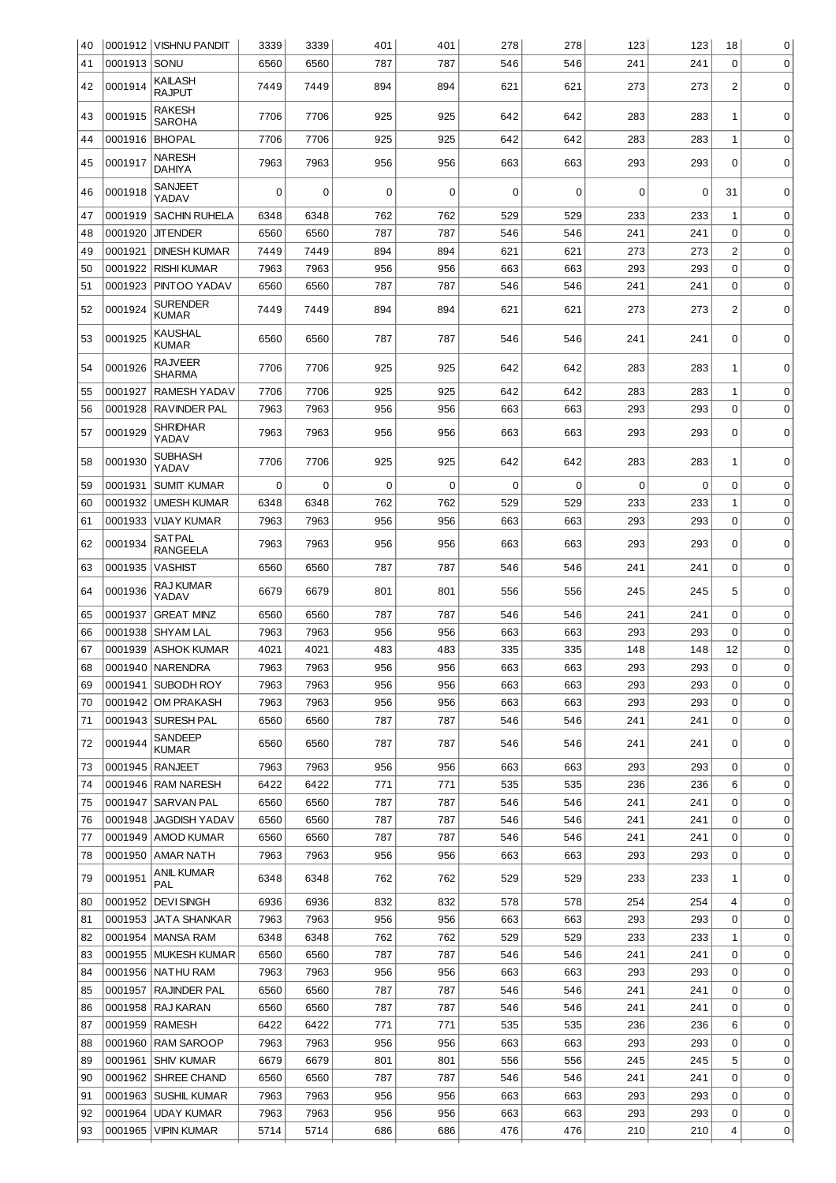| 40 | 0001912 | VISHNU PANDIT | 3339 | 3339 | 401 | 401 | 278 | 278 | 123 | 123 | 18 | 0 |
|---|---|---|---|---|---|---|---|---|---|---|---|---|
| 41 | 0001913 | SONU | 6560 | 6560 | 787 | 787 | 546 | 546 | 241 | 241 | 0 | 0 |
| 42 | 0001914 | KAILASH RAJPUT | 7449 | 7449 | 894 | 894 | 621 | 621 | 273 | 273 | 2 | 0 |
| 43 | 0001915 | RAKESH SAROHA | 7706 | 7706 | 925 | 925 | 642 | 642 | 283 | 283 | 1 | 0 |
| 44 | 0001916 | BHOPAL | 7706 | 7706 | 925 | 925 | 642 | 642 | 283 | 283 | 1 | 0 |
| 45 | 0001917 | NARESH DAHIYA | 7963 | 7963 | 956 | 956 | 663 | 663 | 293 | 293 | 0 | 0 |
| 46 | 0001918 | SANJEET YADAV | 0 | 0 | 0 | 0 | 0 | 0 | 0 | 0 | 31 | 0 |
| 47 | 0001919 | SACHIN RUHELA | 6348 | 6348 | 762 | 762 | 529 | 529 | 233 | 233 | 1 | 0 |
| 48 | 0001920 | JITENDER | 6560 | 6560 | 787 | 787 | 546 | 546 | 241 | 241 | 0 | 0 |
| 49 | 0001921 | DINESH KUMAR | 7449 | 7449 | 894 | 894 | 621 | 621 | 273 | 273 | 2 | 0 |
| 50 | 0001922 | RISHI KUMAR | 7963 | 7963 | 956 | 956 | 663 | 663 | 293 | 293 | 0 | 0 |
| 51 | 0001923 | PINTOO YADAV | 6560 | 6560 | 787 | 787 | 546 | 546 | 241 | 241 | 0 | 0 |
| 52 | 0001924 | SURENDER KUMAR | 7449 | 7449 | 894 | 894 | 621 | 621 | 273 | 273 | 2 | 0 |
| 53 | 0001925 | KAUSHAL KUMAR | 6560 | 6560 | 787 | 787 | 546 | 546 | 241 | 241 | 0 | 0 |
| 54 | 0001926 | RAJVEER SHARMA | 7706 | 7706 | 925 | 925 | 642 | 642 | 283 | 283 | 1 | 0 |
| 55 | 0001927 | RAMESH YADAV | 7706 | 7706 | 925 | 925 | 642 | 642 | 283 | 283 | 1 | 0 |
| 56 | 0001928 | RAVINDER PAL | 7963 | 7963 | 956 | 956 | 663 | 663 | 293 | 293 | 0 | 0 |
| 57 | 0001929 | SHRIDHAR YADAV | 7963 | 7963 | 956 | 956 | 663 | 663 | 293 | 293 | 0 | 0 |
| 58 | 0001930 | SUBHASH YADAV | 7706 | 7706 | 925 | 925 | 642 | 642 | 283 | 283 | 1 | 0 |
| 59 | 0001931 | SUMIT KUMAR | 0 | 0 | 0 | 0 | 0 | 0 | 0 | 0 | 0 | 0 |
| 60 | 0001932 | UMESH KUMAR | 6348 | 6348 | 762 | 762 | 529 | 529 | 233 | 233 | 1 | 0 |
| 61 | 0001933 | VIJAY KUMAR | 7963 | 7963 | 956 | 956 | 663 | 663 | 293 | 293 | 0 | 0 |
| 62 | 0001934 | SATPAL RANGEELA | 7963 | 7963 | 956 | 956 | 663 | 663 | 293 | 293 | 0 | 0 |
| 63 | 0001935 | VASHIST | 6560 | 6560 | 787 | 787 | 546 | 546 | 241 | 241 | 0 | 0 |
| 64 | 0001936 | RAJ KUMAR YADAV | 6679 | 6679 | 801 | 801 | 556 | 556 | 245 | 245 | 5 | 0 |
| 65 | 0001937 | GREAT MINZ | 6560 | 6560 | 787 | 787 | 546 | 546 | 241 | 241 | 0 | 0 |
| 66 | 0001938 | SHYAM LAL | 7963 | 7963 | 956 | 956 | 663 | 663 | 293 | 293 | 0 | 0 |
| 67 | 0001939 | ASHOK KUMAR | 4021 | 4021 | 483 | 483 | 335 | 335 | 148 | 148 | 12 | 0 |
| 68 | 0001940 | NARENDRA | 7963 | 7963 | 956 | 956 | 663 | 663 | 293 | 293 | 0 | 0 |
| 69 | 0001941 | SUBODH ROY | 7963 | 7963 | 956 | 956 | 663 | 663 | 293 | 293 | 0 | 0 |
| 70 | 0001942 | OM PRAKASH | 7963 | 7963 | 956 | 956 | 663 | 663 | 293 | 293 | 0 | 0 |
| 71 | 0001943 | SURESH PAL | 6560 | 6560 | 787 | 787 | 546 | 546 | 241 | 241 | 0 | 0 |
| 72 | 0001944 | SANDEEP KUMAR | 6560 | 6560 | 787 | 787 | 546 | 546 | 241 | 241 | 0 | 0 |
| 73 | 0001945 | RANJEET | 7963 | 7963 | 956 | 956 | 663 | 663 | 293 | 293 | 0 | 0 |
| 74 | 0001946 | RAM NARESH | 6422 | 6422 | 771 | 771 | 535 | 535 | 236 | 236 | 6 | 0 |
| 75 | 0001947 | SARVAN PAL | 6560 | 6560 | 787 | 787 | 546 | 546 | 241 | 241 | 0 | 0 |
| 76 | 0001948 | JAGDISH YADAV | 6560 | 6560 | 787 | 787 | 546 | 546 | 241 | 241 | 0 | 0 |
| 77 | 0001949 | AMOD KUMAR | 6560 | 6560 | 787 | 787 | 546 | 546 | 241 | 241 | 0 | 0 |
| 78 | 0001950 | AMAR NATH | 7963 | 7963 | 956 | 956 | 663 | 663 | 293 | 293 | 0 | 0 |
| 79 | 0001951 | ANIL KUMAR PAL | 6348 | 6348 | 762 | 762 | 529 | 529 | 233 | 233 | 1 | 0 |
| 80 | 0001952 | DEVI SINGH | 6936 | 6936 | 832 | 832 | 578 | 578 | 254 | 254 | 4 | 0 |
| 81 | 0001953 | JATA SHANKAR | 7963 | 7963 | 956 | 956 | 663 | 663 | 293 | 293 | 0 | 0 |
| 82 | 0001954 | MANSA RAM | 6348 | 6348 | 762 | 762 | 529 | 529 | 233 | 233 | 1 | 0 |
| 83 | 0001955 | MUKESH KUMAR | 6560 | 6560 | 787 | 787 | 546 | 546 | 241 | 241 | 0 | 0 |
| 84 | 0001956 | NATHU RAM | 7963 | 7963 | 956 | 956 | 663 | 663 | 293 | 293 | 0 | 0 |
| 85 | 0001957 | RAJINDER PAL | 6560 | 6560 | 787 | 787 | 546 | 546 | 241 | 241 | 0 | 0 |
| 86 | 0001958 | RAJ KARAN | 6560 | 6560 | 787 | 787 | 546 | 546 | 241 | 241 | 0 | 0 |
| 87 | 0001959 | RAMESH | 6422 | 6422 | 771 | 771 | 535 | 535 | 236 | 236 | 6 | 0 |
| 88 | 0001960 | RAM SAROOP | 7963 | 7963 | 956 | 956 | 663 | 663 | 293 | 293 | 0 | 0 |
| 89 | 0001961 | SHIV KUMAR | 6679 | 6679 | 801 | 801 | 556 | 556 | 245 | 245 | 5 | 0 |
| 90 | 0001962 | SHREE CHAND | 6560 | 6560 | 787 | 787 | 546 | 546 | 241 | 241 | 0 | 0 |
| 91 | 0001963 | SUSHIL KUMAR | 7963 | 7963 | 956 | 956 | 663 | 663 | 293 | 293 | 0 | 0 |
| 92 | 0001964 | UDAY KUMAR | 7963 | 7963 | 956 | 956 | 663 | 663 | 293 | 293 | 0 | 0 |
| 93 | 0001965 | VIPIN KUMAR | 5714 | 5714 | 686 | 686 | 476 | 476 | 210 | 210 | 4 | 0 |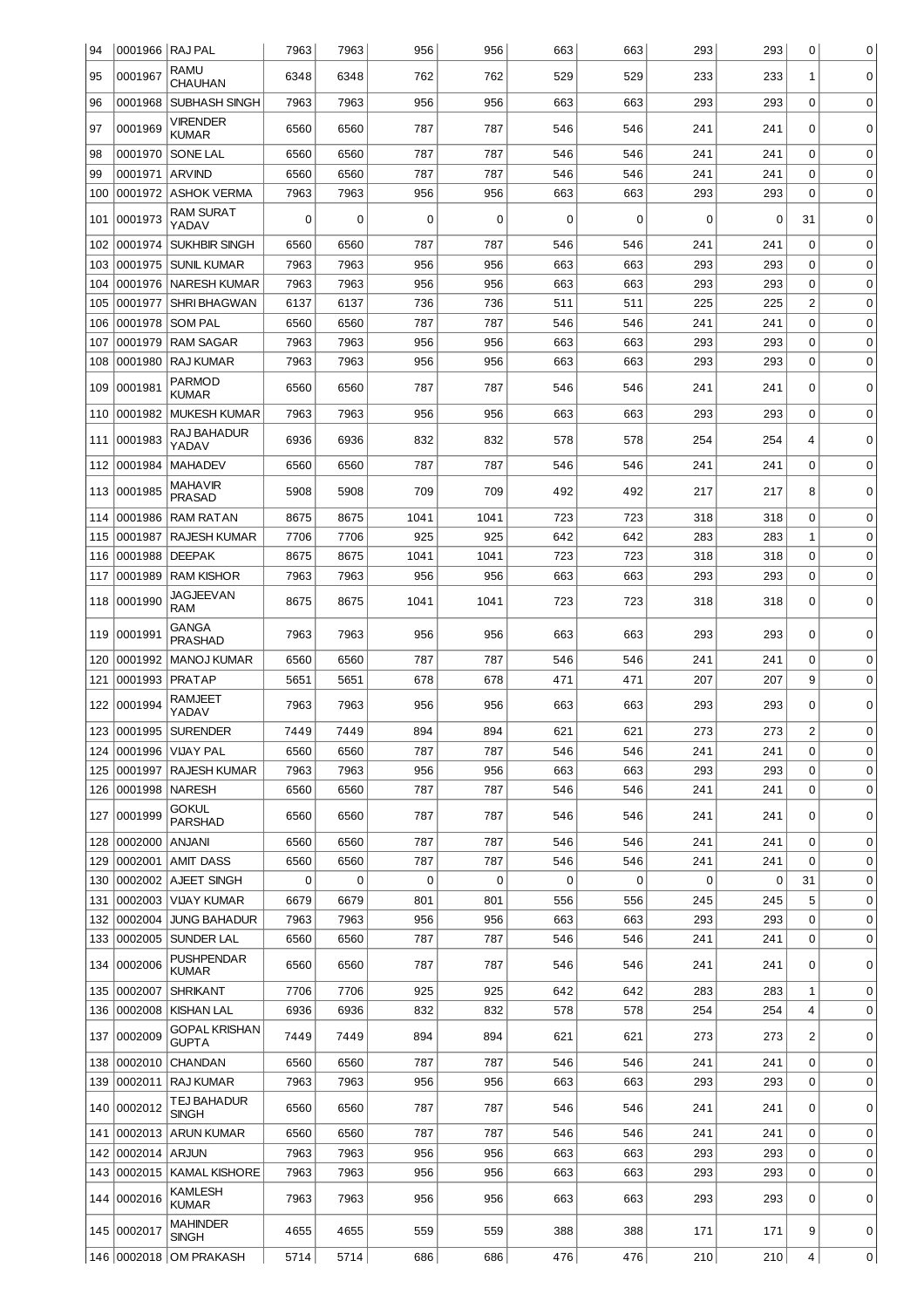| 94 | 0001966 | RAJ PAL | 7963 | 7963 | 956 | 956 | 663 | 663 | 293 | 293 | 0 | 0 |
|---|---|---|---|---|---|---|---|---|---|---|---|---|
| 95 | 0001967 | RAMU CHAUHAN | 6348 | 6348 | 762 | 762 | 529 | 529 | 233 | 233 | 1 | 0 |
| 96 | 0001968 | SUBHASH SINGH | 7963 | 7963 | 956 | 956 | 663 | 663 | 293 | 293 | 0 | 0 |
| 97 | 0001969 | VIRENDER KUMAR | 6560 | 6560 | 787 | 787 | 546 | 546 | 241 | 241 | 0 | 0 |
| 98 | 0001970 | SONE LAL | 6560 | 6560 | 787 | 787 | 546 | 546 | 241 | 241 | 0 | 0 |
| 99 | 0001971 | ARVIND | 6560 | 6560 | 787 | 787 | 546 | 546 | 241 | 241 | 0 | 0 |
| 100 | 0001972 | ASHOK VERMA | 7963 | 7963 | 956 | 956 | 663 | 663 | 293 | 293 | 0 | 0 |
| 101 | 0001973 | RAM SURAT YADAV | 0 | 0 | 0 | 0 | 0 | 0 | 0 | 0 | 31 | 0 |
| 102 | 0001974 | SUKHBIR SINGH | 6560 | 6560 | 787 | 787 | 546 | 546 | 241 | 241 | 0 | 0 |
| 103 | 0001975 | SUNIL KUMAR | 7963 | 7963 | 956 | 956 | 663 | 663 | 293 | 293 | 0 | 0 |
| 104 | 0001976 | NARESH KUMAR | 7963 | 7963 | 956 | 956 | 663 | 663 | 293 | 293 | 0 | 0 |
| 105 | 0001977 | SHRI BHAGWAN | 6137 | 6137 | 736 | 736 | 511 | 511 | 225 | 225 | 2 | 0 |
| 106 | 0001978 | SOM PAL | 6560 | 6560 | 787 | 787 | 546 | 546 | 241 | 241 | 0 | 0 |
| 107 | 0001979 | RAM SAGAR | 7963 | 7963 | 956 | 956 | 663 | 663 | 293 | 293 | 0 | 0 |
| 108 | 0001980 | RAJ KUMAR | 7963 | 7963 | 956 | 956 | 663 | 663 | 293 | 293 | 0 | 0 |
| 109 | 0001981 | PARMOD KUMAR | 6560 | 6560 | 787 | 787 | 546 | 546 | 241 | 241 | 0 | 0 |
| 110 | 0001982 | MUKESH KUMAR | 7963 | 7963 | 956 | 956 | 663 | 663 | 293 | 293 | 0 | 0 |
| 111 | 0001983 | RAJ BAHADUR YADAV | 6936 | 6936 | 832 | 832 | 578 | 578 | 254 | 254 | 4 | 0 |
| 112 | 0001984 | MAHADEV | 6560 | 6560 | 787 | 787 | 546 | 546 | 241 | 241 | 0 | 0 |
| 113 | 0001985 | MAHAVIR PRASAD | 5908 | 5908 | 709 | 709 | 492 | 492 | 217 | 217 | 8 | 0 |
| 114 | 0001986 | RAM RATAN | 8675 | 8675 | 1041 | 1041 | 723 | 723 | 318 | 318 | 0 | 0 |
| 115 | 0001987 | RAJESH KUMAR | 7706 | 7706 | 925 | 925 | 642 | 642 | 283 | 283 | 1 | 0 |
| 116 | 0001988 | DEEPAK | 8675 | 8675 | 1041 | 1041 | 723 | 723 | 318 | 318 | 0 | 0 |
| 117 | 0001989 | RAM KISHOR | 7963 | 7963 | 956 | 956 | 663 | 663 | 293 | 293 | 0 | 0 |
| 118 | 0001990 | JAGJEEVAN RAM | 8675 | 8675 | 1041 | 1041 | 723 | 723 | 318 | 318 | 0 | 0 |
| 119 | 0001991 | GANGA PRASHAD | 7963 | 7963 | 956 | 956 | 663 | 663 | 293 | 293 | 0 | 0 |
| 120 | 0001992 | MANOJ KUMAR | 6560 | 6560 | 787 | 787 | 546 | 546 | 241 | 241 | 0 | 0 |
| 121 | 0001993 | PRATAP | 5651 | 5651 | 678 | 678 | 471 | 471 | 207 | 207 | 9 | 0 |
| 122 | 0001994 | RAMJEET YADAV | 7963 | 7963 | 956 | 956 | 663 | 663 | 293 | 293 | 0 | 0 |
| 123 | 0001995 | SURENDER | 7449 | 7449 | 894 | 894 | 621 | 621 | 273 | 273 | 2 | 0 |
| 124 | 0001996 | VIJAY PAL | 6560 | 6560 | 787 | 787 | 546 | 546 | 241 | 241 | 0 | 0 |
| 125 | 0001997 | RAJESH KUMAR | 7963 | 7963 | 956 | 956 | 663 | 663 | 293 | 293 | 0 | 0 |
| 126 | 0001998 | NARESH | 6560 | 6560 | 787 | 787 | 546 | 546 | 241 | 241 | 0 | 0 |
| 127 | 0001999 | GOKUL PARSHAD | 6560 | 6560 | 787 | 787 | 546 | 546 | 241 | 241 | 0 | 0 |
| 128 | 0002000 | ANJANI | 6560 | 6560 | 787 | 787 | 546 | 546 | 241 | 241 | 0 | 0 |
| 129 | 0002001 | AMIT DASS | 6560 | 6560 | 787 | 787 | 546 | 546 | 241 | 241 | 0 | 0 |
| 130 | 0002002 | AJEET SINGH | 0 | 0 | 0 | 0 | 0 | 0 | 0 | 0 | 31 | 0 |
| 131 | 0002003 | VIJAY KUMAR | 6679 | 6679 | 801 | 801 | 556 | 556 | 245 | 245 | 5 | 0 |
| 132 | 0002004 | JUNG BAHADUR | 7963 | 7963 | 956 | 956 | 663 | 663 | 293 | 293 | 0 | 0 |
| 133 | 0002005 | SUNDER LAL | 6560 | 6560 | 787 | 787 | 546 | 546 | 241 | 241 | 0 | 0 |
| 134 | 0002006 | PUSHPENDAR KUMAR | 6560 | 6560 | 787 | 787 | 546 | 546 | 241 | 241 | 0 | 0 |
| 135 | 0002007 | SHRIKANT | 7706 | 7706 | 925 | 925 | 642 | 642 | 283 | 283 | 1 | 0 |
| 136 | 0002008 | KISHAN LAL | 6936 | 6936 | 832 | 832 | 578 | 578 | 254 | 254 | 4 | 0 |
| 137 | 0002009 | GOPAL KRISHAN GUPTA | 7449 | 7449 | 894 | 894 | 621 | 621 | 273 | 273 | 2 | 0 |
| 138 | 0002010 | CHANDAN | 6560 | 6560 | 787 | 787 | 546 | 546 | 241 | 241 | 0 | 0 |
| 139 | 0002011 | RAJ KUMAR | 7963 | 7963 | 956 | 956 | 663 | 663 | 293 | 293 | 0 | 0 |
| 140 | 0002012 | TEJ BAHADUR SINGH | 6560 | 6560 | 787 | 787 | 546 | 546 | 241 | 241 | 0 | 0 |
| 141 | 0002013 | ARUN KUMAR | 6560 | 6560 | 787 | 787 | 546 | 546 | 241 | 241 | 0 | 0 |
| 142 | 0002014 | ARJUN | 7963 | 7963 | 956 | 956 | 663 | 663 | 293 | 293 | 0 | 0 |
| 143 | 0002015 | KAMAL KISHORE | 7963 | 7963 | 956 | 956 | 663 | 663 | 293 | 293 | 0 | 0 |
| 144 | 0002016 | KAMLESH KUMAR | 7963 | 7963 | 956 | 956 | 663 | 663 | 293 | 293 | 0 | 0 |
| 145 | 0002017 | MAHINDER SINGH | 4655 | 4655 | 559 | 559 | 388 | 388 | 171 | 171 | 9 | 0 |
| 146 | 0002018 | OM PRAKASH | 5714 | 5714 | 686 | 686 | 476 | 476 | 210 | 210 | 4 | 0 |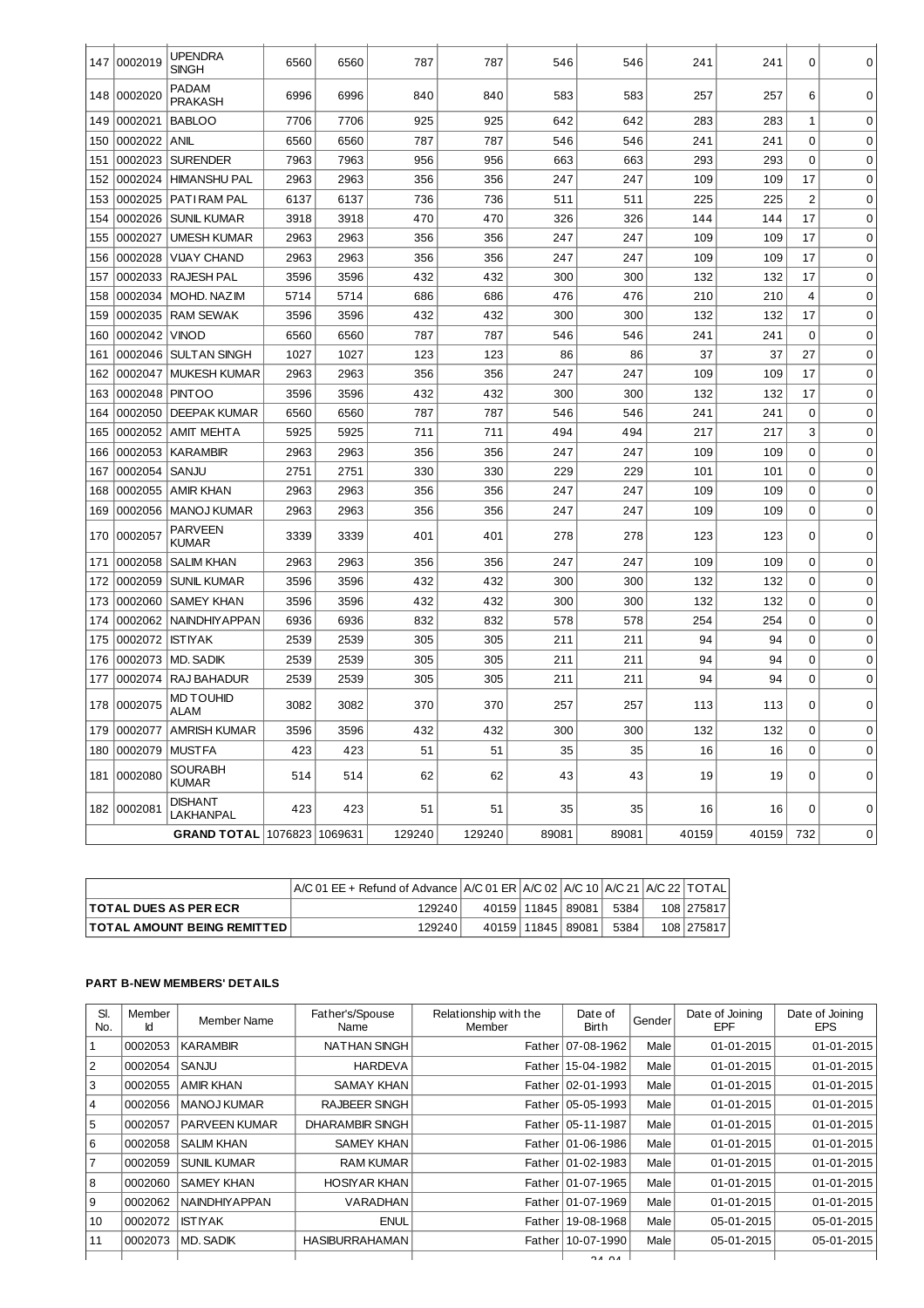| 147 | 0002019 | UPENDRA SINGH | 6560 | 6560 | 787 | 787 | 546 | 546 | 241 | 241 | 0 | 0 |
|---|---|---|---|---|---|---|---|---|---|---|---|---|
| 148 | 0002020 | PADAM PRAKASH | 6996 | 6996 | 840 | 840 | 583 | 583 | 257 | 257 | 6 | 0 |
| 149 | 0002021 | BABLOO | 7706 | 7706 | 925 | 925 | 642 | 642 | 283 | 283 | 1 | 0 |
| 150 | 0002022 | ANIL | 6560 | 6560 | 787 | 787 | 546 | 546 | 241 | 241 | 0 | 0 |
| 151 | 0002023 | SURENDER | 7963 | 7963 | 956 | 956 | 663 | 663 | 293 | 293 | 0 | 0 |
| 152 | 0002024 | HIMANSHU PAL | 2963 | 2963 | 356 | 356 | 247 | 247 | 109 | 109 | 17 | 0 |
| 153 | 0002025 | PATI RAM PAL | 6137 | 6137 | 736 | 736 | 511 | 511 | 225 | 225 | 2 | 0 |
| 154 | 0002026 | SUNIL KUMAR | 3918 | 3918 | 470 | 470 | 326 | 326 | 144 | 144 | 17 | 0 |
| 155 | 0002027 | UMESH KUMAR | 2963 | 2963 | 356 | 356 | 247 | 247 | 109 | 109 | 17 | 0 |
| 156 | 0002028 | VIJAY CHAND | 2963 | 2963 | 356 | 356 | 247 | 247 | 109 | 109 | 17 | 0 |
| 157 | 0002033 | RAJESH PAL | 3596 | 3596 | 432 | 432 | 300 | 300 | 132 | 132 | 17 | 0 |
| 158 | 0002034 | MOHD. NAZIM | 5714 | 5714 | 686 | 686 | 476 | 476 | 210 | 210 | 4 | 0 |
| 159 | 0002035 | RAM SEWAK | 3596 | 3596 | 432 | 432 | 300 | 300 | 132 | 132 | 17 | 0 |
| 160 | 0002042 | VINOD | 6560 | 6560 | 787 | 787 | 546 | 546 | 241 | 241 | 0 | 0 |
| 161 | 0002046 | SULTAN SINGH | 1027 | 1027 | 123 | 123 | 86 | 86 | 37 | 37 | 27 | 0 |
| 162 | 0002047 | MUKESH KUMAR | 2963 | 2963 | 356 | 356 | 247 | 247 | 109 | 109 | 17 | 0 |
| 163 | 0002048 | PINTOO | 3596 | 3596 | 432 | 432 | 300 | 300 | 132 | 132 | 17 | 0 |
| 164 | 0002050 | DEEPAK KUMAR | 6560 | 6560 | 787 | 787 | 546 | 546 | 241 | 241 | 0 | 0 |
| 165 | 0002052 | AMIT MEHTA | 5925 | 5925 | 711 | 711 | 494 | 494 | 217 | 217 | 3 | 0 |
| 166 | 0002053 | KARAMBIR | 2963 | 2963 | 356 | 356 | 247 | 247 | 109 | 109 | 0 | 0 |
| 167 | 0002054 | SANJU | 2751 | 2751 | 330 | 330 | 229 | 229 | 101 | 101 | 0 | 0 |
| 168 | 0002055 | AMIR KHAN | 2963 | 2963 | 356 | 356 | 247 | 247 | 109 | 109 | 0 | 0 |
| 169 | 0002056 | MANOJ KUMAR | 2963 | 2963 | 356 | 356 | 247 | 247 | 109 | 109 | 0 | 0 |
| 170 | 0002057 | PARVEEN KUMAR | 3339 | 3339 | 401 | 401 | 278 | 278 | 123 | 123 | 0 | 0 |
| 171 | 0002058 | SALIM KHAN | 2963 | 2963 | 356 | 356 | 247 | 247 | 109 | 109 | 0 | 0 |
| 172 | 0002059 | SUNIL KUMAR | 3596 | 3596 | 432 | 432 | 300 | 300 | 132 | 132 | 0 | 0 |
| 173 | 0002060 | SAMEY KHAN | 3596 | 3596 | 432 | 432 | 300 | 300 | 132 | 132 | 0 | 0 |
| 174 | 0002062 | NAINDHIYAPPAN | 6936 | 6936 | 832 | 832 | 578 | 578 | 254 | 254 | 0 | 0 |
| 175 | 0002072 | ISTIYAK | 2539 | 2539 | 305 | 305 | 211 | 211 | 94 | 94 | 0 | 0 |
| 176 | 0002073 | MD. SADIK | 2539 | 2539 | 305 | 305 | 211 | 211 | 94 | 94 | 0 | 0 |
| 177 | 0002074 | RAJ BAHADUR | 2539 | 2539 | 305 | 305 | 211 | 211 | 94 | 94 | 0 | 0 |
| 178 | 0002075 | MD TOUHID ALAM | 3082 | 3082 | 370 | 370 | 257 | 257 | 113 | 113 | 0 | 0 |
| 179 | 0002077 | AMRISH KUMAR | 3596 | 3596 | 432 | 432 | 300 | 300 | 132 | 132 | 0 | 0 |
| 180 | 0002079 | MUSTFA | 423 | 423 | 51 | 51 | 35 | 35 | 16 | 16 | 0 | 0 |
| 181 | 0002080 | SOURABH KUMAR | 514 | 514 | 62 | 62 | 43 | 43 | 19 | 19 | 0 | 0 |
| 182 | 0002081 | DISHANT LAKHANPAL | 423 | 423 | 51 | 51 | 35 | 35 | 16 | 16 | 0 | 0 |
| | | **GRAND TOTAL** | 1076823 | 1069631 | 129240 | 129240 | 89081 | 89081 | 40159 | 40159 | 732 | 0 |

| | A/C 01 EE + Refund of Advance | A/C 01 ER | A/C 02 | A/C 10 | A/C 21 | A/C 22 | TOTAL |
|---|---|---|---|---|---|---|---|
| **TOTAL DUES AS PER ECR** | 129240 | 40159 | 11845 | 89081 | 5384 | 108 | 275817 |
| **TOTAL AMOUNT BEING REMITTED** | 129240 | 40159 | 11845 | 89081 | 5384 | 108 | 275817 |

**PART B-NEW MEMBERS' DETAILS**

| Sl. No. | Member Id | Member Name | Father's/Spouse Name | Relationship with the Member | Date of Birth | Gender | Date of Joining EPF | Date of Joining EPS |
|---|---|---|---|---|---|---|---|---|
| 1 | 0002053 | KARAMBIR | NATHAN SINGH | Father | 07-08-1962 | Male | 01-01-2015 | 01-01-2015 |
| 2 | 0002054 | SANJU | HARDEVA | Father | 15-04-1982 | Male | 01-01-2015 | 01-01-2015 |
| 3 | 0002055 | AMIR KHAN | SAMAY KHAN | Father | 02-01-1993 | Male | 01-01-2015 | 01-01-2015 |
| 4 | 0002056 | MANOJ KUMAR | RAJBEER SINGH | Father | 05-05-1993 | Male | 01-01-2015 | 01-01-2015 |
| 5 | 0002057 | PARVEEN KUMAR | DHARAMBIR SINGH | Father | 05-11-1987 | Male | 01-01-2015 | 01-01-2015 |
| 6 | 0002058 | SALIM KHAN | SAMEY KHAN | Father | 01-06-1986 | Male | 01-01-2015 | 01-01-2015 |
| 7 | 0002059 | SUNIL KUMAR | RAM KUMAR | Father | 01-02-1983 | Male | 01-01-2015 | 01-01-2015 |
| 8 | 0002060 | SAMEY KHAN | HOSIYAR KHAN | Father | 01-07-1965 | Male | 01-01-2015 | 01-01-2015 |
| 9 | 0002062 | NAINDHIYAPPAN | VARADHAN | Father | 01-07-1969 | Male | 01-01-2015 | 01-01-2015 |
| 10 | 0002072 | ISTIYAK | ENUL | Father | 19-08-1968 | Male | 05-01-2015 | 05-01-2015 |
| 11 | 0002073 | MD. SADIK | HASIBURRAHAMAN | Father | 10-07-1990 | Male | 05-01-2015 | 05-01-2015 |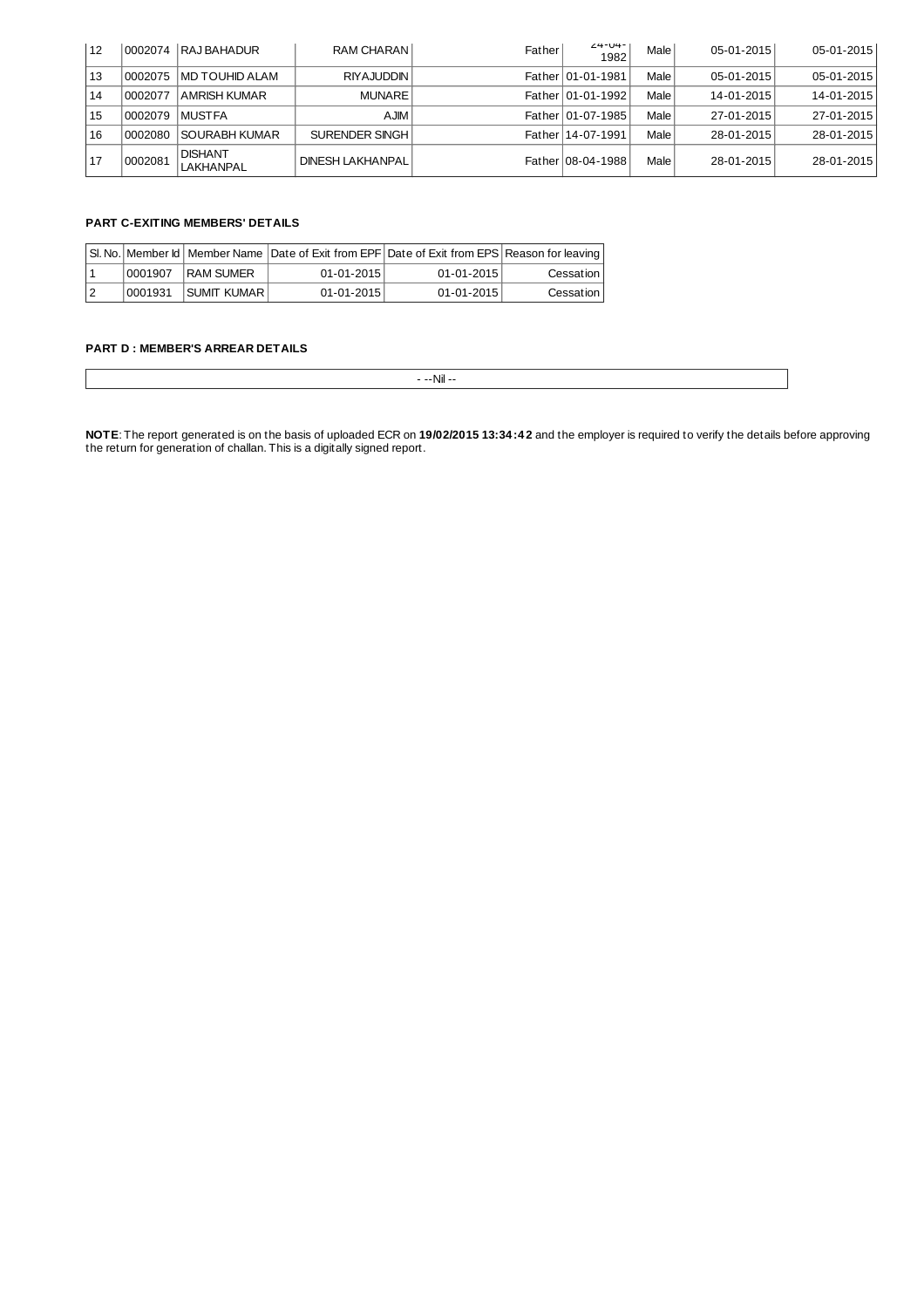| | | | | | | | | | |
|---|---|---|---|---|---|---|---|---|---|
| 12 | 0002074 | RAJ BAHADUR | RAM CHARAN | | Father | 24-04-1982 | Male | 05-01-2015 | 05-01-2015 |
| 13 | 0002075 | MD TOUHID ALAM | RIYAJUDDIN | | Father | 01-01-1981 | Male | 05-01-2015 | 05-01-2015 |
| 14 | 0002077 | AMRISH KUMAR | MUNARE | | Father | 01-01-1992 | Male | 14-01-2015 | 14-01-2015 |
| 15 | 0002079 | MUSTFA | AJIM | | Father | 01-07-1985 | Male | 27-01-2015 | 27-01-2015 |
| 16 | 0002080 | SOURABH KUMAR | SURENDER SINGH | | Father | 14-07-1991 | Male | 28-01-2015 | 28-01-2015 |
| 17 | 0002081 | DISHANT LAKHANPAL | DINESH LAKHANPAL | | Father | 08-04-1988 | Male | 28-01-2015 | 28-01-2015 |

**PART C-EXITING MEMBERS' DETAILS**

| Sl. No. | Member Id | Member Name | Date of Exit from EPF | Date of Exit from EPS | Reason for leaving |
|---|---|---|---|---|---|
| 1 | 0001907 | RAM SUMER | 01-01-2015 | 01-01-2015 | Cessation |
| 2 | 0001931 | SUMIT KUMAR | 01-01-2015 | 01-01-2015 | Cessation |

**PART D : MEMBER'S ARREAR DETAILS**

- --Nil --

**NOTE**: The report generated is on the basis of uploaded ECR on **19/02/2015 13:34:42** and the employer is required to verify the details before approving the return for generation of challan. This is a digitally signed report.